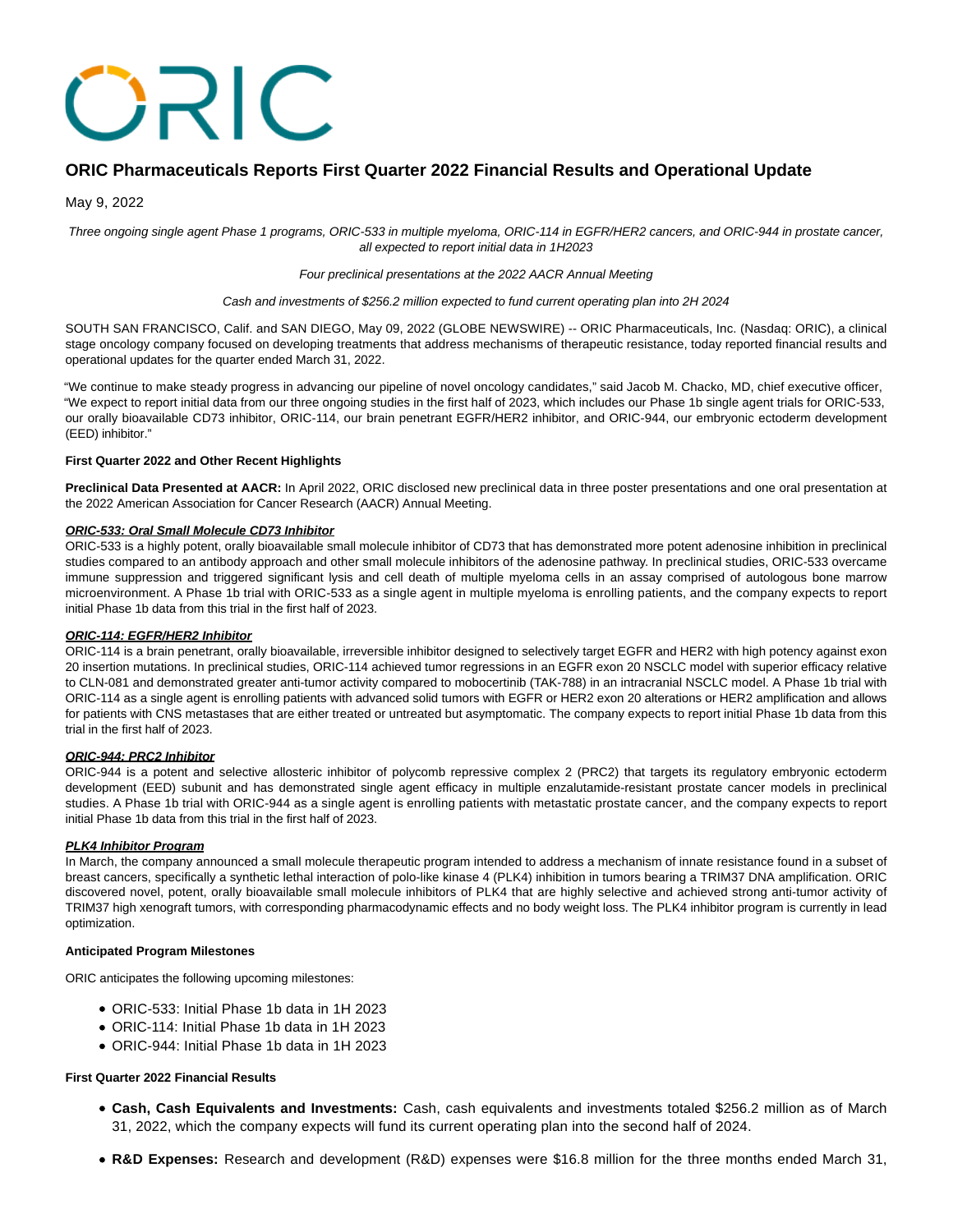# ORIC Pharmaceuticals Reports First Quarter 2022 Financial Results and Operational Update

May 9, 2022

*Three ongoing single agent Phase 1 programs, ORIC-533 in multiple myeloma, ORIC-114 in EGFR/HER2 cancers, and ORIC-944 in prostate cancer, all expected to report initial data in 1H2023*

*Four preclinical presentations at the 2022 AACR Annual Meeting*

*Cash and investments of $256.2 million expected to fund current operating plan into 2H 2024*

SOUTH SAN FRANCISCO, Calif. and SAN DIEGO, May 09, 2022 (GLOBE NEWSWIRE) -- ORIC Pharmaceuticals, Inc. (Nasdaq: ORIC), a clinical stage oncology company focused on developing treatments that address mechanisms of therapeutic resistance, today reported financial results and operational updates for the quarter ended March 31, 2022.

"We continue to make steady progress in advancing our pipeline of novel oncology candidates," said Jacob M. Chacko, MD, chief executive officer, "We expect to report initial data from our three ongoing studies in the first half of 2023, which includes our Phase 1b single agent trials for ORIC-533, our orally bioavailable CD73 inhibitor, ORIC-114, our brain penetrant EGFR/HER2 inhibitor, and ORIC-944, our embryonic ectoderm development (EED) inhibitor."

**First Quarter 2022 and Other Recent Highlights**

**Preclinical Data Presented at AACR:** In April 2022, ORIC disclosed new preclinical data in three poster presentations and one oral presentation at the 2022 American Association for Cancer Research (AACR) Annual Meeting.

***ORIC-533: Oral Small Molecule CD73 Inhibitor***

ORIC-533 is a highly potent, orally bioavailable small molecule inhibitor of CD73 that has demonstrated more potent adenosine inhibition in preclinical studies compared to an antibody approach and other small molecule inhibitors of the adenosine pathway. In preclinical studies, ORIC-533 overcame immune suppression and triggered significant lysis and cell death of multiple myeloma cells in an assay comprised of autologous bone marrow microenvironment. A Phase 1b trial with ORIC-533 as a single agent in multiple myeloma is enrolling patients, and the company expects to report initial Phase 1b data from this trial in the first half of 2023.

***ORIC-114: EGFR/HER2 Inhibitor***

ORIC-114 is a brain penetrant, orally bioavailable, irreversible inhibitor designed to selectively target EGFR and HER2 with high potency against exon 20 insertion mutations. In preclinical studies, ORIC-114 achieved tumor regressions in an EGFR exon 20 NSCLC model with superior efficacy relative to CLN-081 and demonstrated greater anti-tumor activity compared to mobocertinib (TAK-788) in an intracranial NSCLC model. A Phase 1b trial with ORIC-114 as a single agent is enrolling patients with advanced solid tumors with EGFR or HER2 exon 20 alterations or HER2 amplification and allows for patients with CNS metastases that are either treated or untreated but asymptomatic. The company expects to report initial Phase 1b data from this trial in the first half of 2023.

***ORIC-944: PRC2 Inhibitor***

ORIC-944 is a potent and selective allosteric inhibitor of polycomb repressive complex 2 (PRC2) that targets its regulatory embryonic ectoderm development (EED) subunit and has demonstrated single agent efficacy in multiple enzalutamide-resistant prostate cancer models in preclinical studies. A Phase 1b trial with ORIC-944 as a single agent is enrolling patients with metastatic prostate cancer, and the company expects to report initial Phase 1b data from this trial in the first half of 2023.

***PLK4 Inhibitor Program***

In March, the company announced a small molecule therapeutic program intended to address a mechanism of innate resistance found in a subset of breast cancers, specifically a synthetic lethal interaction of polo-like kinase 4 (PLK4) inhibition in tumors bearing a TRIM37 DNA amplification. ORIC discovered novel, potent, orally bioavailable small molecule inhibitors of PLK4 that are highly selective and achieved strong anti-tumor activity of TRIM37 high xenograft tumors, with corresponding pharmacodynamic effects and no body weight loss. The PLK4 inhibitor program is currently in lead optimization.

**Anticipated Program Milestones**

ORIC anticipates the following upcoming milestones:

- ORIC-533: Initial Phase 1b data in 1H 2023
- ORIC-114: Initial Phase 1b data in 1H 2023
- ORIC-944: Initial Phase 1b data in 1H 2023

**First Quarter 2022 Financial Results**

- **Cash, Cash Equivalents and Investments:** Cash, cash equivalents and investments totaled $256.2 million as of March 31, 2022, which the company expects will fund its current operating plan into the second half of 2024.
- **R&D Expenses:** Research and development (R&D) expenses were $16.8 million for the three months ended March 31,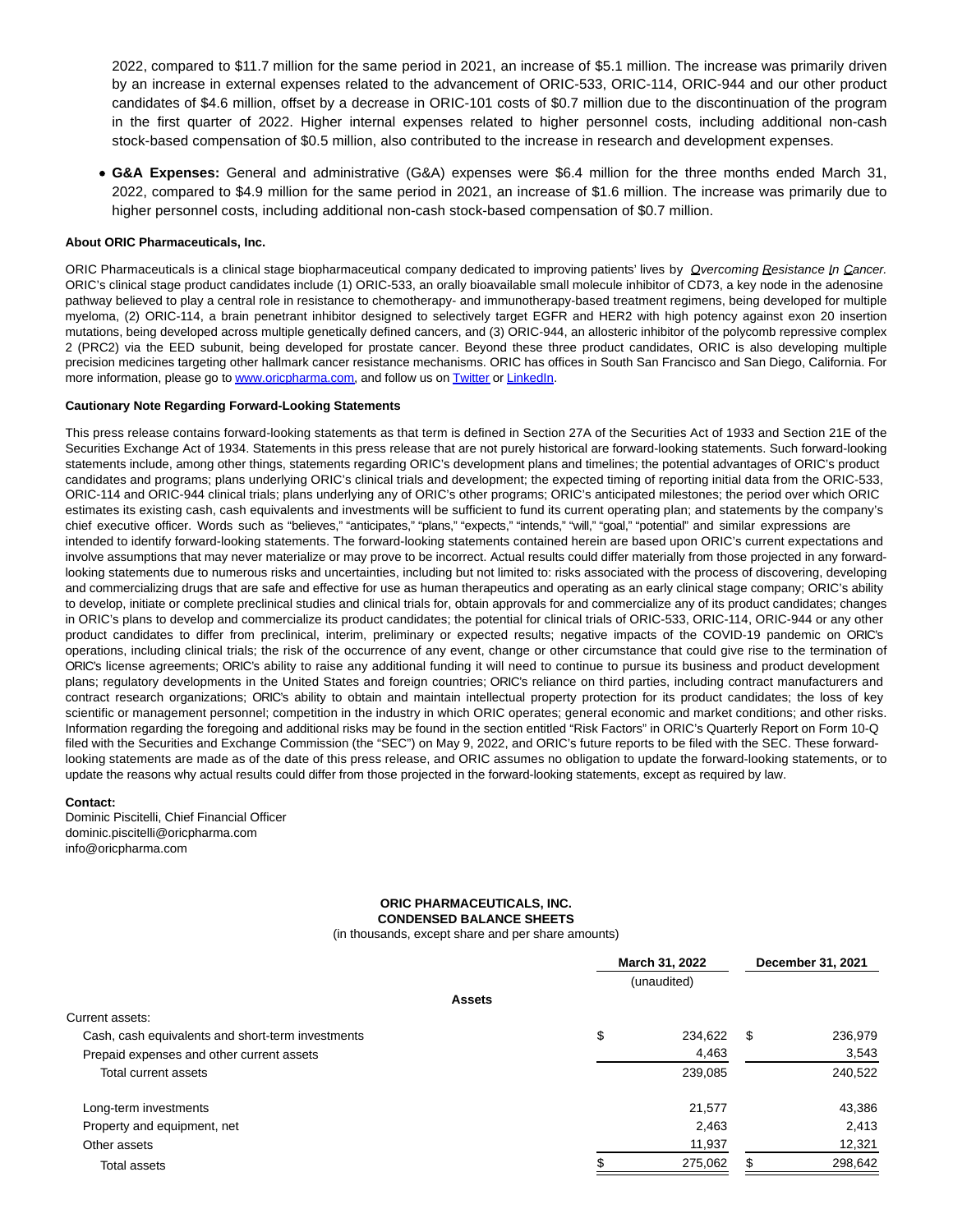2022, compared to $11.7 million for the same period in 2021, an increase of $5.1 million. The increase was primarily driven by an increase in external expenses related to the advancement of ORIC-533, ORIC-114, ORIC-944 and our other product candidates of $4.6 million, offset by a decrease in ORIC-101 costs of $0.7 million due to the discontinuation of the program in the first quarter of 2022. Higher internal expenses related to higher personnel costs, including additional non-cash stock-based compensation of $0.5 million, also contributed to the increase in research and development expenses.

- **G&A Expenses:** General and administrative (G&A) expenses were $6.4 million for the three months ended March 31, 2022, compared to $4.9 million for the same period in 2021, an increase of $1.6 million. The increase was primarily due to higher personnel costs, including additional non-cash stock-based compensation of $0.7 million.

**About ORIC Pharmaceuticals, Inc.**

ORIC Pharmaceuticals is a clinical stage biopharmaceutical company dedicated to improving patients' lives by *Overcoming Resistance In Cancer.* ORIC's clinical stage product candidates include (1) ORIC-533, an orally bioavailable small molecule inhibitor of CD73, a key node in the adenosine pathway believed to play a central role in resistance to chemotherapy- and immunotherapy-based treatment regimens, being developed for multiple myeloma, (2) ORIC-114, a brain penetrant inhibitor designed to selectively target EGFR and HER2 with high potency against exon 20 insertion mutations, being developed across multiple genetically defined cancers, and (3) ORIC-944, an allosteric inhibitor of the polycomb repressive complex 2 (PRC2) via the EED subunit, being developed for prostate cancer. Beyond these three product candidates, ORIC is also developing multiple precision medicines targeting other hallmark cancer resistance mechanisms. ORIC has offices in South San Francisco and San Diego, California. For more information, please go to www.oricpharma.com, and follow us on Twitter or LinkedIn.

**Cautionary Note Regarding Forward-Looking Statements**

This press release contains forward-looking statements as that term is defined in Section 27A of the Securities Act of 1933 and Section 21E of the Securities Exchange Act of 1934. Statements in this press release that are not purely historical are forward-looking statements. Such forward-looking statements include, among other things, statements regarding ORIC's development plans and timelines; the potential advantages of ORIC's product candidates and programs; plans underlying ORIC's clinical trials and development; the expected timing of reporting initial data from the ORIC-533, ORIC-114 and ORIC-944 clinical trials; plans underlying any of ORIC's other programs; ORIC's anticipated milestones; the period over which ORIC estimates its existing cash, cash equivalents and investments will be sufficient to fund its current operating plan; and statements by the company's chief executive officer. Words such as "believes," "anticipates," "plans," "expects," "intends," "will," "goal," "potential" and similar expressions are intended to identify forward-looking statements. The forward-looking statements contained herein are based upon ORIC's current expectations and involve assumptions that may never materialize or may prove to be incorrect. Actual results could differ materially from those projected in any forward-looking statements due to numerous risks and uncertainties, including but not limited to: risks associated with the process of discovering, developing and commercializing drugs that are safe and effective for use as human therapeutics and operating as an early clinical stage company; ORIC's ability to develop, initiate or complete preclinical studies and clinical trials for, obtain approvals for and commercialize any of its product candidates; changes in ORIC's plans to develop and commercialize its product candidates; the potential for clinical trials of ORIC-533, ORIC-114, ORIC-944 or any other product candidates to differ from preclinical, interim, preliminary or expected results; negative impacts of the COVID-19 pandemic on ORIC's operations, including clinical trials; the risk of the occurrence of any event, change or other circumstance that could give rise to the termination of ORIC's license agreements; ORIC's ability to raise any additional funding it will need to continue to pursue its business and product development plans; regulatory developments in the United States and foreign countries; ORIC's reliance on third parties, including contract manufacturers and contract research organizations; ORIC's ability to obtain and maintain intellectual property protection for its product candidates; the loss of key scientific or management personnel; competition in the industry in which ORIC operates; general economic and market conditions; and other risks. Information regarding the foregoing and additional risks may be found in the section entitled "Risk Factors" in ORIC's Quarterly Report on Form 10-Q filed with the Securities and Exchange Commission (the "SEC") on May 9, 2022, and ORIC's future reports to be filed with the SEC. These forward-looking statements are made as of the date of this press release, and ORIC assumes no obligation to update the forward-looking statements, or to update the reasons why actual results could differ from those projected in the forward-looking statements, except as required by law.

**Contact:**
Dominic Piscitelli, Chief Financial Officer
dominic.piscitelli@oricpharma.com
info@oricpharma.com

**ORIC PHARMACEUTICALS, INC.**
**CONDENSED BALANCE SHEETS**
(in thousands, except share and per share amounts)

| | March 31, 2022 | December 31, 2021 |
|---|---|---|
| | (unaudited) | |
| **Assets** | | |
| Current assets: | | |
| Cash, cash equivalents and short-term investments | $ 234,622 | $ 236,979 |
| Prepaid expenses and other current assets | 4,463 | 3,543 |
| Total current assets | 239,085 | 240,522 |
| Long-term investments | 21,577 | 43,386 |
| Property and equipment, net | 2,463 | 2,413 |
| Other assets | 11,937 | 12,321 |
| Total assets | $ 275,062 | $ 298,642 |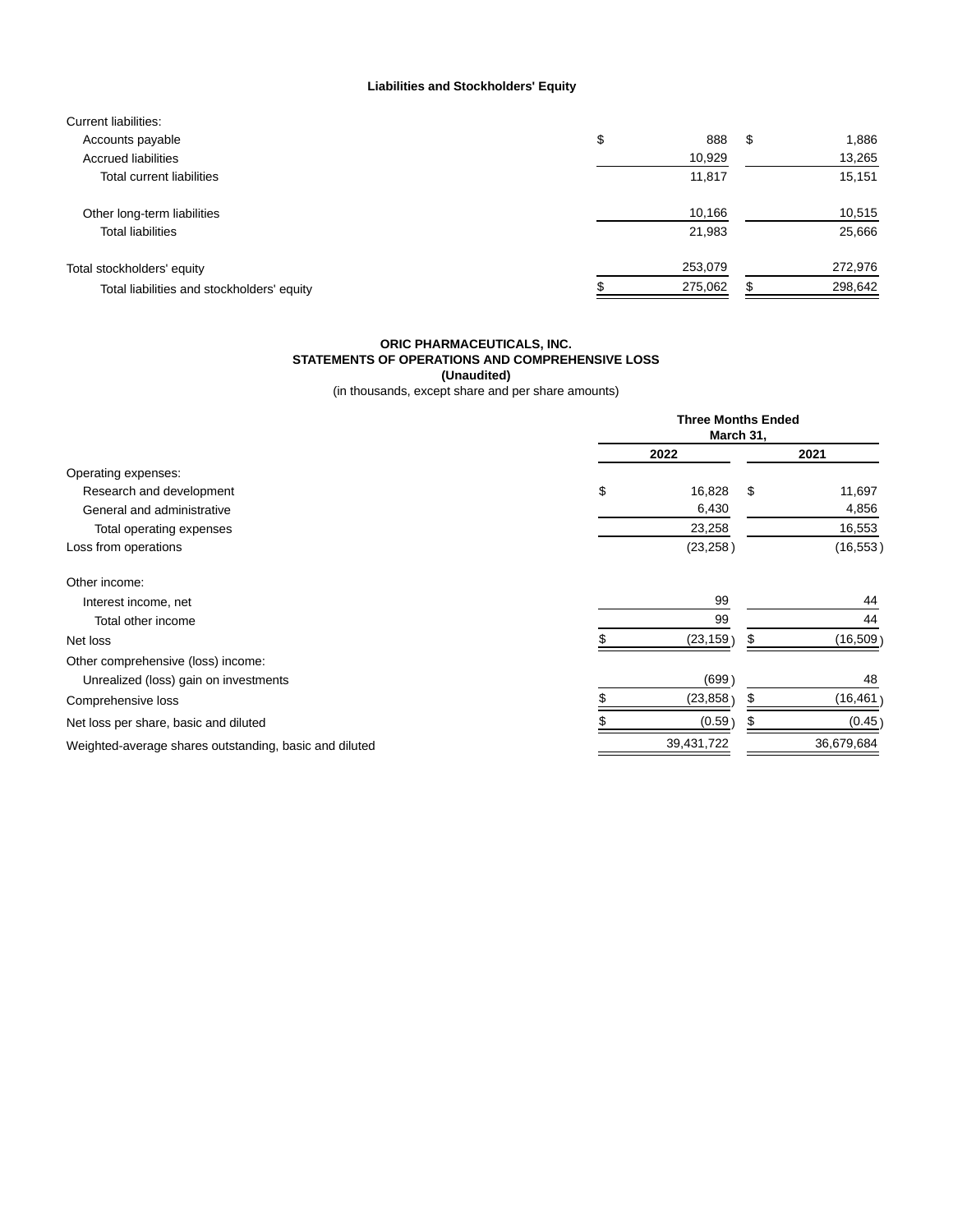**Liabilities and Stockholders' Equity**

| | | |
|---|---|---|
| Current liabilities: | | |
| Accounts payable | $ 888 | $ 1,886 |
| Accrued liabilities | 10,929 | 13,265 |
| Total current liabilities | 11,817 | 15,151 |
| Other long-term liabilities | 10,166 | 10,515 |
| Total liabilities | 21,983 | 25,666 |
| Total stockholders' equity | 253,079 | 272,976 |
| Total liabilities and stockholders' equity | $ 275,062 | $ 298,642 |

**ORIC PHARMACEUTICALS, INC.**
**STATEMENTS OF OPERATIONS AND COMPREHENSIVE LOSS**
**(Unaudited)**
(in thousands, except share and per share amounts)

| | Three Months Ended March 31, | |
|---|---|---|
| | **2022** | **2021** |
| Operating expenses: | | |
| Research and development | $ 16,828 | $ 11,697 |
| General and administrative | 6,430 | 4,856 |
| Total operating expenses | 23,258 | 16,553 |
| Loss from operations | (23,258) | (16,553) |
| Other income: | | |
| Interest income, net | 99 | 44 |
| Total other income | 99 | 44 |
| Net loss | $ (23,159) | $ (16,509) |
| Other comprehensive (loss) income: | | |
| Unrealized (loss) gain on investments | (699) | 48 |
| Comprehensive loss | $ (23,858) | $ (16,461) |
| Net loss per share, basic and diluted | $ (0.59) | $ (0.45) |
| Weighted-average shares outstanding, basic and diluted | 39,431,722 | 36,679,684 |